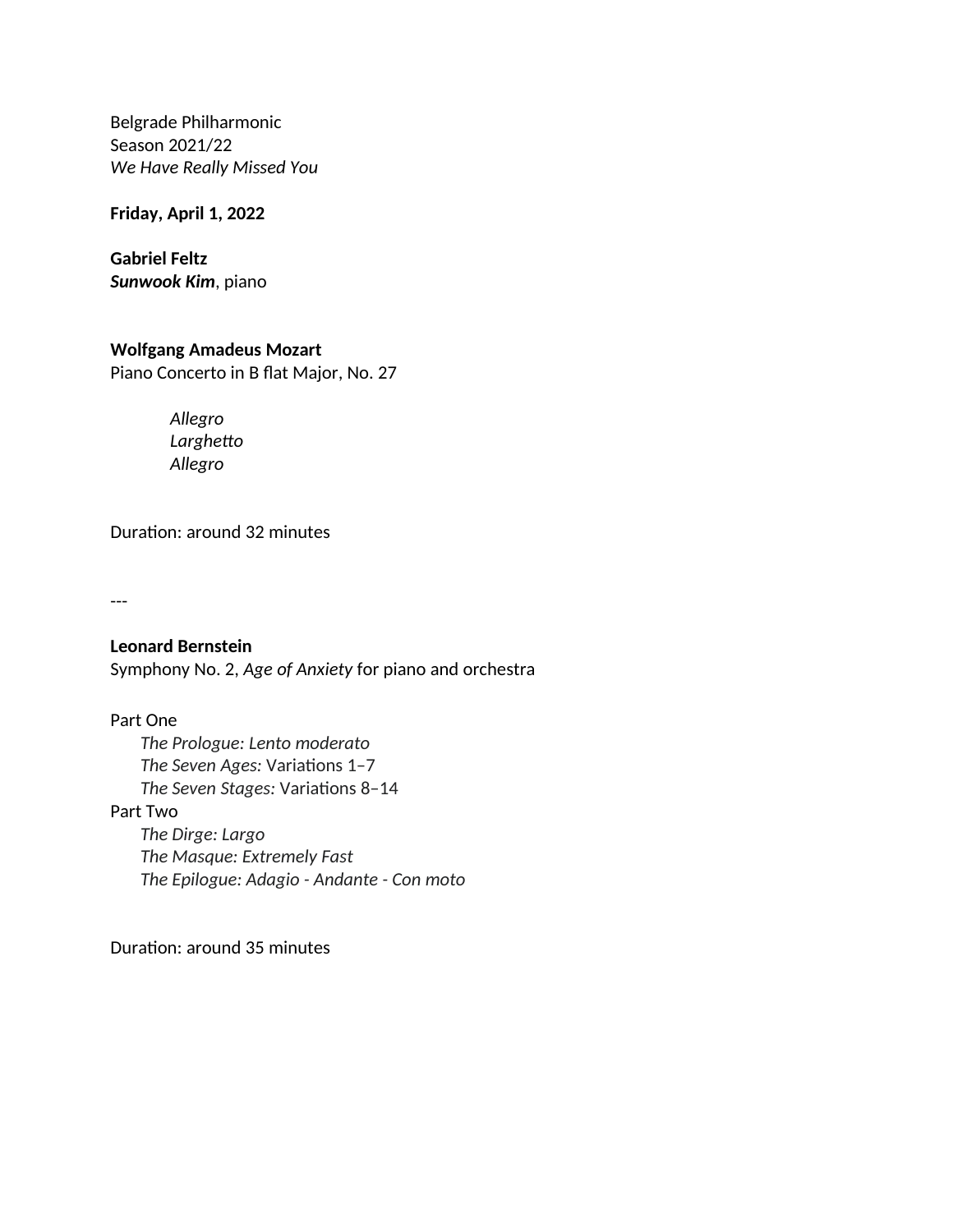Belgrade Philharmonic
Season 2021/22
*We Have Really Missed You*

**Friday, April 1, 2022**

**Gabriel Feltz**
***Sunwook Kim***, piano

**Wolfgang Amadeus Mozart**
Piano Concerto in B flat Major, No. 27

*Allegro*
*Larghetto*
*Allegro*

Duration: around 32 minutes

---

**Leonard Bernstein**
Symphony No. 2, *Age of Anxiety* for piano and orchestra

Part One
*The Prologue: Lento moderato*
*The Seven Ages:* Variations 1–7
*The Seven Stages:* Variations 8–14
Part Two
*The Dirge: Largo*
*The Masque: Extremely Fast*
*The Epilogue: Adagio - Andante - Con moto*

Duration: around 35 minutes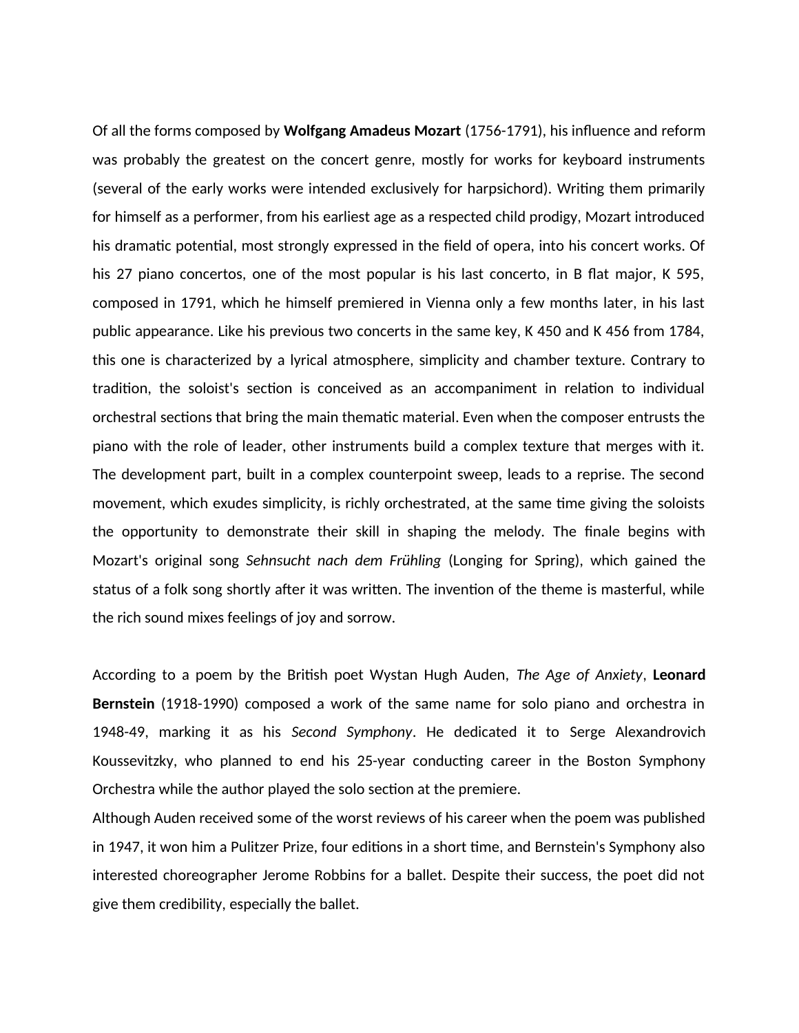Of all the forms composed by **Wolfgang Amadeus Mozart** (1756-1791), his influence and reform was probably the greatest on the concert genre, mostly for works for keyboard instruments (several of the early works were intended exclusively for harpsichord). Writing them primarily for himself as a performer, from his earliest age as a respected child prodigy, Mozart introduced his dramatic potential, most strongly expressed in the field of opera, into his concert works. Of his 27 piano concertos, one of the most popular is his last concerto, in B flat major, K 595, composed in 1791, which he himself premiered in Vienna only a few months later, in his last public appearance. Like his previous two concerts in the same key, K 450 and K 456 from 1784, this one is characterized by a lyrical atmosphere, simplicity and chamber texture. Contrary to tradition, the soloist's section is conceived as an accompaniment in relation to individual orchestral sections that bring the main thematic material. Even when the composer entrusts the piano with the role of leader, other instruments build a complex texture that merges with it. The development part, built in a complex counterpoint sweep, leads to a reprise. The second movement, which exudes simplicity, is richly orchestrated, at the same time giving the soloists the opportunity to demonstrate their skill in shaping the melody. The finale begins with Mozart's original song *Sehnsucht nach dem Frühling* (Longing for Spring), which gained the status of a folk song shortly after it was written. The invention of the theme is masterful, while the rich sound mixes feelings of joy and sorrow.

According to a poem by the British poet Wystan Hugh Auden, *The Age of Anxiety*, **Leonard Bernstein** (1918-1990) composed a work of the same name for solo piano and orchestra in 1948-49, marking it as his *Second Symphony*. He dedicated it to Serge Alexandrovich Koussevitzky, who planned to end his 25-year conducting career in the Boston Symphony Orchestra while the author played the solo section at the premiere.

Although Auden received some of the worst reviews of his career when the poem was published in 1947, it won him a Pulitzer Prize, four editions in a short time, and Bernstein's Symphony also interested choreographer Jerome Robbins for a ballet. Despite their success, the poet did not give them credibility, especially the ballet.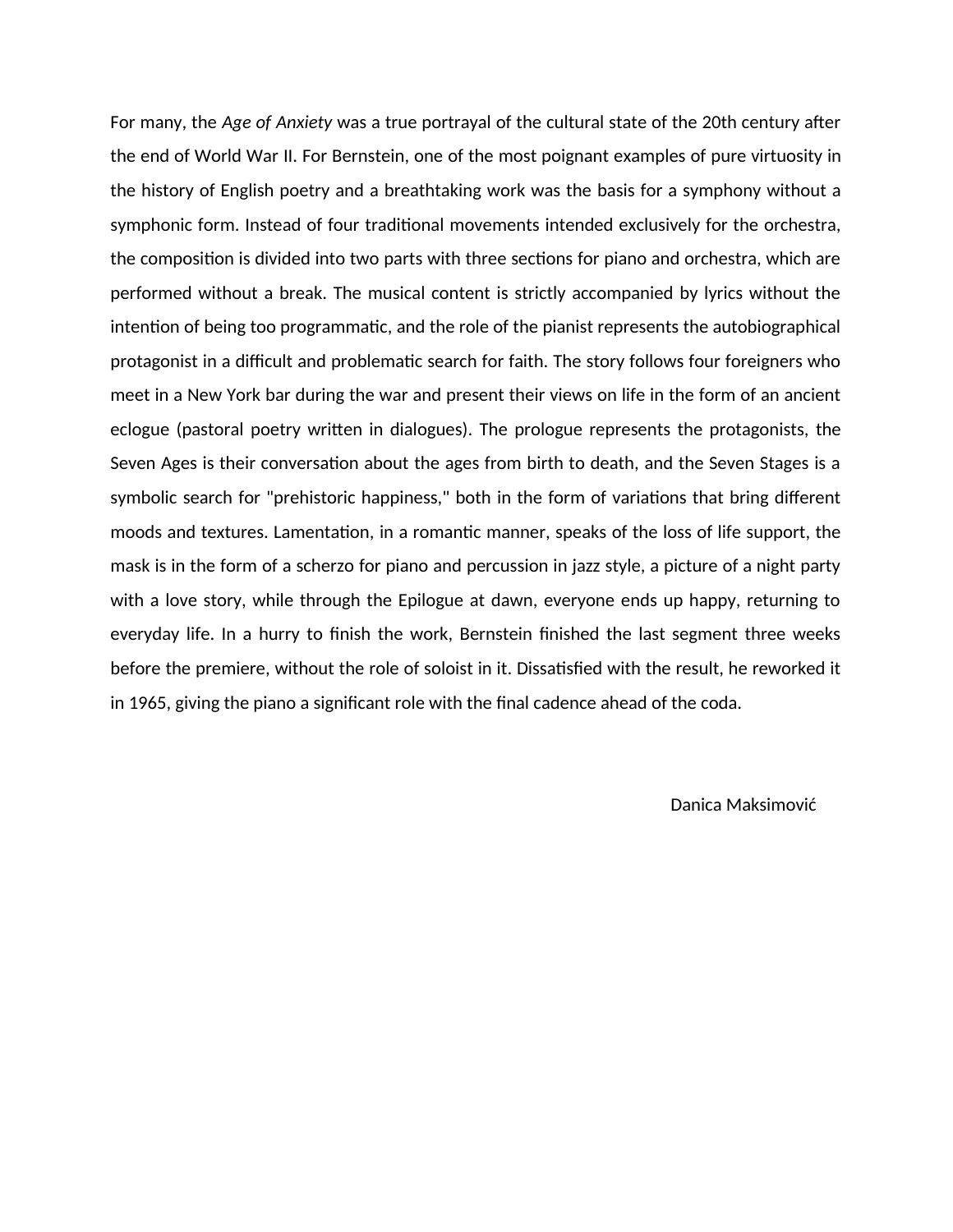For many, the *Age of Anxiety* was a true portrayal of the cultural state of the 20th century after the end of World War II. For Bernstein, one of the most poignant examples of pure virtuosity in the history of English poetry and a breathtaking work was the basis for a symphony without a symphonic form. Instead of four traditional movements intended exclusively for the orchestra, the composition is divided into two parts with three sections for piano and orchestra, which are performed without a break. The musical content is strictly accompanied by lyrics without the intention of being too programmatic, and the role of the pianist represents the autobiographical protagonist in a difficult and problematic search for faith. The story follows four foreigners who meet in a New York bar during the war and present their views on life in the form of an ancient eclogue (pastoral poetry written in dialogues). The prologue represents the protagonists, the Seven Ages is their conversation about the ages from birth to death, and the Seven Stages is a symbolic search for "prehistoric happiness," both in the form of variations that bring different moods and textures. Lamentation, in a romantic manner, speaks of the loss of life support, the mask is in the form of a scherzo for piano and percussion in jazz style, a picture of a night party with a love story, while through the Epilogue at dawn, everyone ends up happy, returning to everyday life. In a hurry to finish the work, Bernstein finished the last segment three weeks before the premiere, without the role of soloist in it. Dissatisfied with the result, he reworked it in 1965, giving the piano a significant role with the final cadence ahead of the coda.

Danica Maksimović